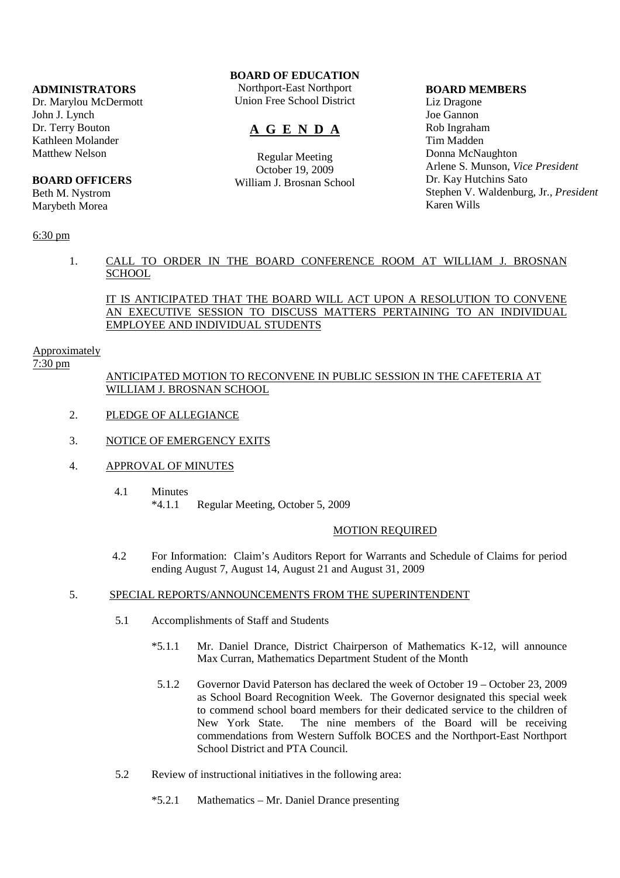**ADMINISTRATORS**
Dr. Marylou McDermott
John J. Lynch
Dr. Terry Bouton
Kathleen Molander
Matthew Nelson

**BOARD OFFICERS**
Beth M. Nystrom
Marybeth Morea

**BOARD OF EDUCATION**
Northport-East Northport
Union Free School District

# A G E N D A

Regular Meeting
October 19, 2009
William J. Brosnan School

**BOARD MEMBERS**
Liz Dragone
Joe Gannon
Rob Ingraham
Tim Madden
Donna McNaughton
Arlene S. Munson, *Vice President*
Dr. Kay Hutchins Sato
Stephen V. Waldenburg, Jr., *President*
Karen Wills

6:30 pm

1. CALL TO ORDER IN THE BOARD CONFERENCE ROOM AT WILLIAM J. BROSNAN SCHOOL

   IT IS ANTICIPATED THAT THE BOARD WILL ACT UPON A RESOLUTION TO CONVENE AN EXECUTIVE SESSION TO DISCUSS MATTERS PERTAINING TO AN INDIVIDUAL EMPLOYEE AND INDIVIDUAL STUDENTS

Approximately
7:30 pm

ANTICIPATED MOTION TO RECONVENE IN PUBLIC SESSION IN THE CAFETERIA AT WILLIAM J. BROSNAN SCHOOL

2. PLEDGE OF ALLEGIANCE

3. NOTICE OF EMERGENCY EXITS

4. APPROVAL OF MINUTES

   4.1 Minutes
      *4.1.1 Regular Meeting, October 5, 2009

   MOTION REQUIRED

   4.2 For Information: Claim's Auditors Report for Warrants and Schedule of Claims for period ending August 7, August 14, August 21 and August 31, 2009

5. SPECIAL REPORTS/ANNOUNCEMENTS FROM THE SUPERINTENDENT

   5.1 Accomplishments of Staff and Students

      *5.1.1 Mr. Daniel Drance, District Chairperson of Mathematics K-12, will announce Max Curran, Mathematics Department Student of the Month

      5.1.2 Governor David Paterson has declared the week of October 19 – October 23, 2009 as School Board Recognition Week. The Governor designated this special week to commend school board members for their dedicated service to the children of New York State. The nine members of the Board will be receiving commendations from Western Suffolk BOCES and the Northport-East Northport School District and PTA Council.

   5.2 Review of instructional initiatives in the following area:

      *5.2.1 Mathematics – Mr. Daniel Drance presenting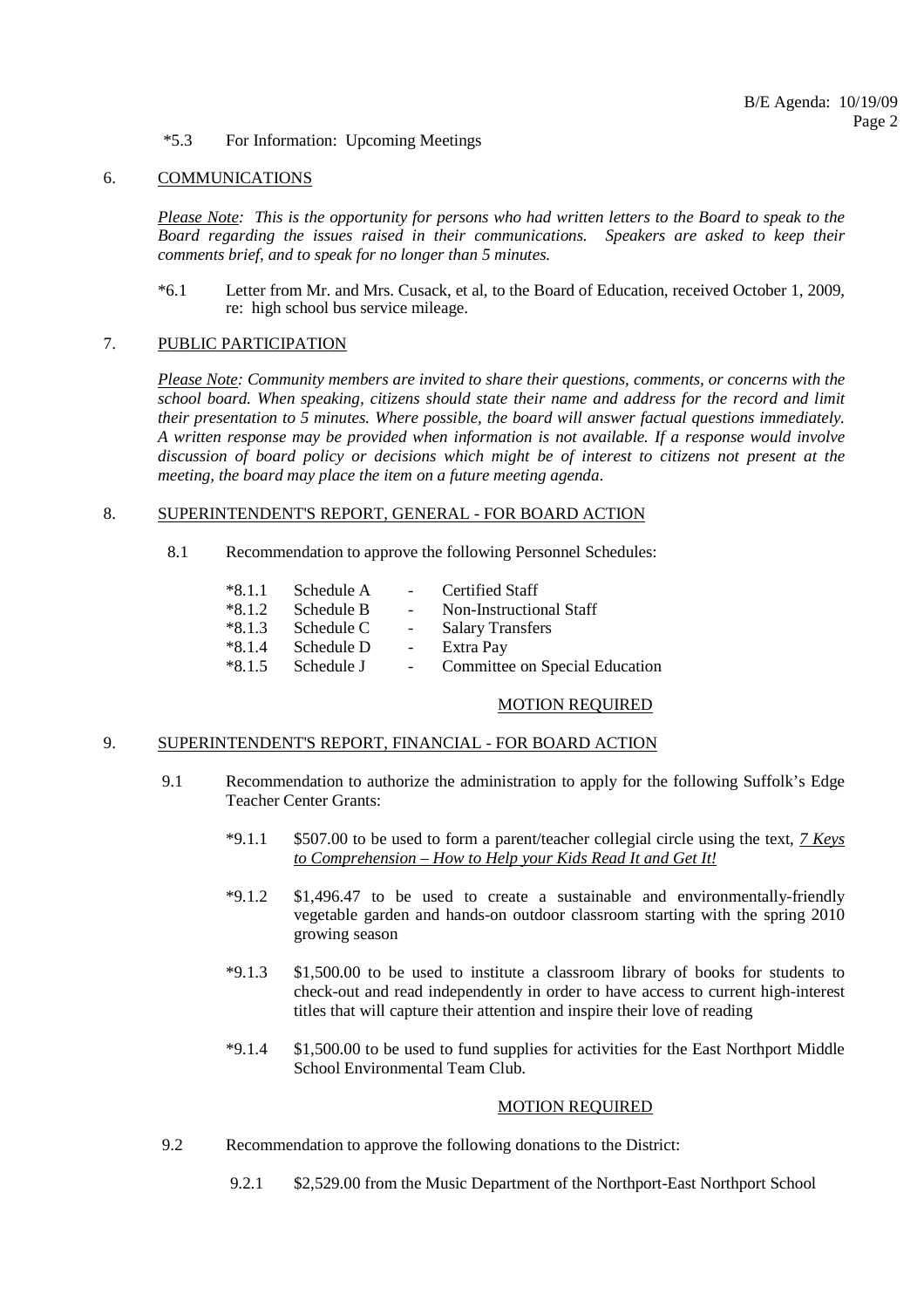*5.3 For Information: Upcoming Meetings

## 6. COMMUNICATIONS

*Please Note: This is the opportunity for persons who had written letters to the Board to speak to the Board regarding the issues raised in their communications. Speakers are asked to keep their comments brief, and to speak for no longer than 5 minutes.*

*6.1 Letter from Mr. and Mrs. Cusack, et al, to the Board of Education, received October 1, 2009, re: high school bus service mileage.

## 7. PUBLIC PARTICIPATION

*Please Note: Community members are invited to share their questions, comments, or concerns with the school board. When speaking, citizens should state their name and address for the record and limit their presentation to 5 minutes. Where possible, the board will answer factual questions immediately. A written response may be provided when information is not available. If a response would involve discussion of board policy or decisions which might be of interest to citizens not present at the meeting, the board may place the item on a future meeting agenda.*

## 8. SUPERINTENDENT'S REPORT, GENERAL - FOR BOARD ACTION

8.1 Recommendation to approve the following Personnel Schedules:

*8.1.1 Schedule A - Certified Staff
*8.1.2 Schedule B - Non-Instructional Staff
*8.1.3 Schedule C - Salary Transfers
*8.1.4 Schedule D - Extra Pay
*8.1.5 Schedule J - Committee on Special Education

MOTION REQUIRED

## 9. SUPERINTENDENT'S REPORT, FINANCIAL - FOR BOARD ACTION

9.1 Recommendation to authorize the administration to apply for the following Suffolk's Edge Teacher Center Grants:

*9.1.1 $507.00 to be used to form a parent/teacher collegial circle using the text, *7 Keys to Comprehension – How to Help your Kids Read It and Get It!*

*9.1.2 $1,496.47 to be used to create a sustainable and environmentally-friendly vegetable garden and hands-on outdoor classroom starting with the spring 2010 growing season

*9.1.3 $1,500.00 to be used to institute a classroom library of books for students to check-out and read independently in order to have access to current high-interest titles that will capture their attention and inspire their love of reading

*9.1.4 $1,500.00 to be used to fund supplies for activities for the East Northport Middle School Environmental Team Club.

MOTION REQUIRED

9.2 Recommendation to approve the following donations to the District:

9.2.1 $2,529.00 from the Music Department of the Northport-East Northport School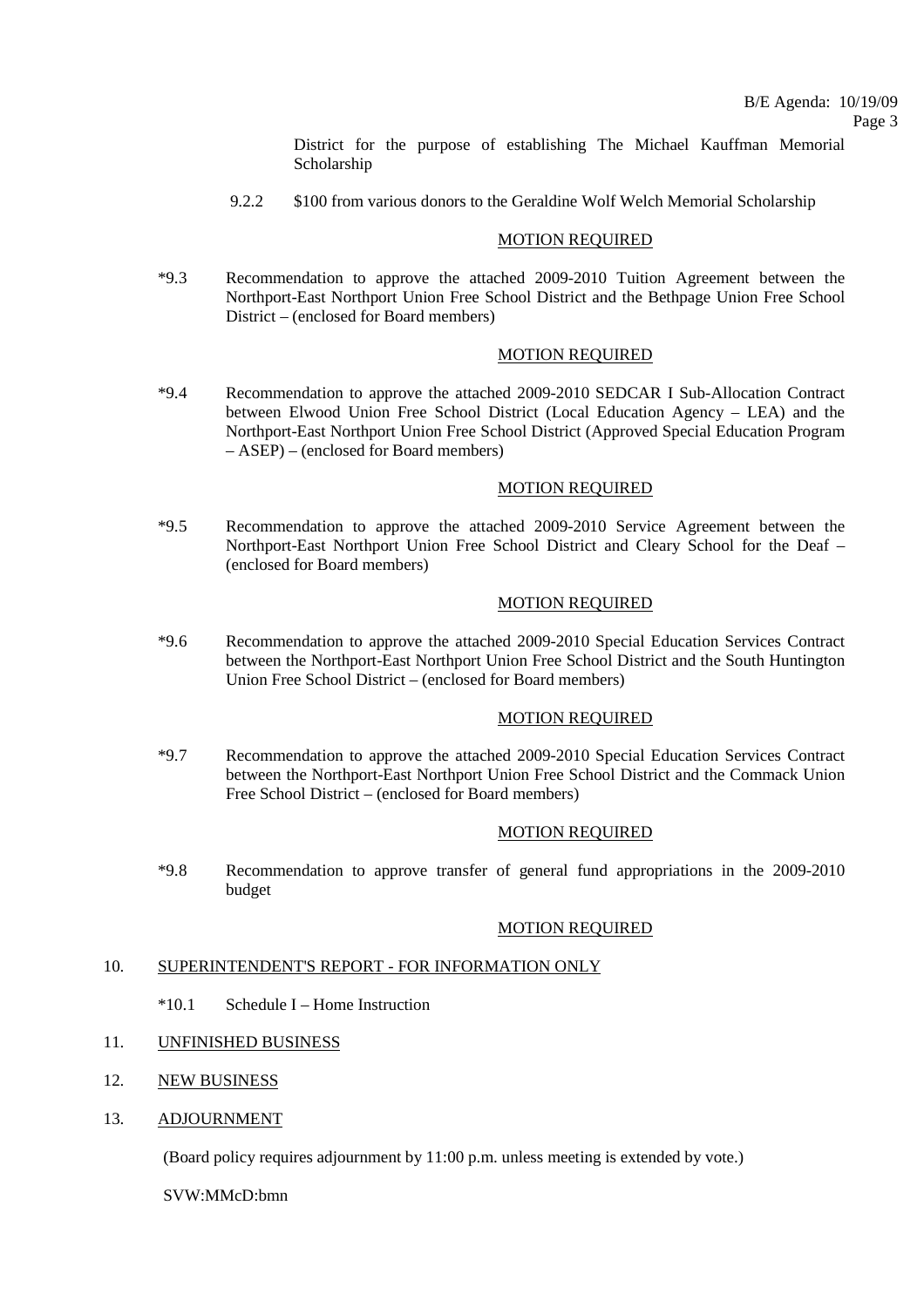District for the purpose of establishing The Michael Kauffman Memorial Scholarship

9.2.2 $100 from various donors to the Geraldine Wolf Welch Memorial Scholarship

MOTION REQUIRED

*9.3 Recommendation to approve the attached 2009-2010 Tuition Agreement between the Northport-East Northport Union Free School District and the Bethpage Union Free School District – (enclosed for Board members)

MOTION REQUIRED

*9.4 Recommendation to approve the attached 2009-2010 SEDCAR I Sub-Allocation Contract between Elwood Union Free School District (Local Education Agency – LEA) and the Northport-East Northport Union Free School District (Approved Special Education Program – ASEP) – (enclosed for Board members)

MOTION REQUIRED

*9.5 Recommendation to approve the attached 2009-2010 Service Agreement between the Northport-East Northport Union Free School District and Cleary School for the Deaf – (enclosed for Board members)

MOTION REQUIRED

*9.6 Recommendation to approve the attached 2009-2010 Special Education Services Contract between the Northport-East Northport Union Free School District and the South Huntington Union Free School District – (enclosed for Board members)

MOTION REQUIRED

*9.7 Recommendation to approve the attached 2009-2010 Special Education Services Contract between the Northport-East Northport Union Free School District and the Commack Union Free School District – (enclosed for Board members)

MOTION REQUIRED

*9.8 Recommendation to approve transfer of general fund appropriations in the 2009-2010 budget

MOTION REQUIRED

10. SUPERINTENDENT'S REPORT - FOR INFORMATION ONLY

*10.1 Schedule I – Home Instruction

11. UNFINISHED BUSINESS

12. NEW BUSINESS

13. ADJOURNMENT

(Board policy requires adjournment by 11:00 p.m. unless meeting is extended by vote.)

SVW:MMcD:bmn